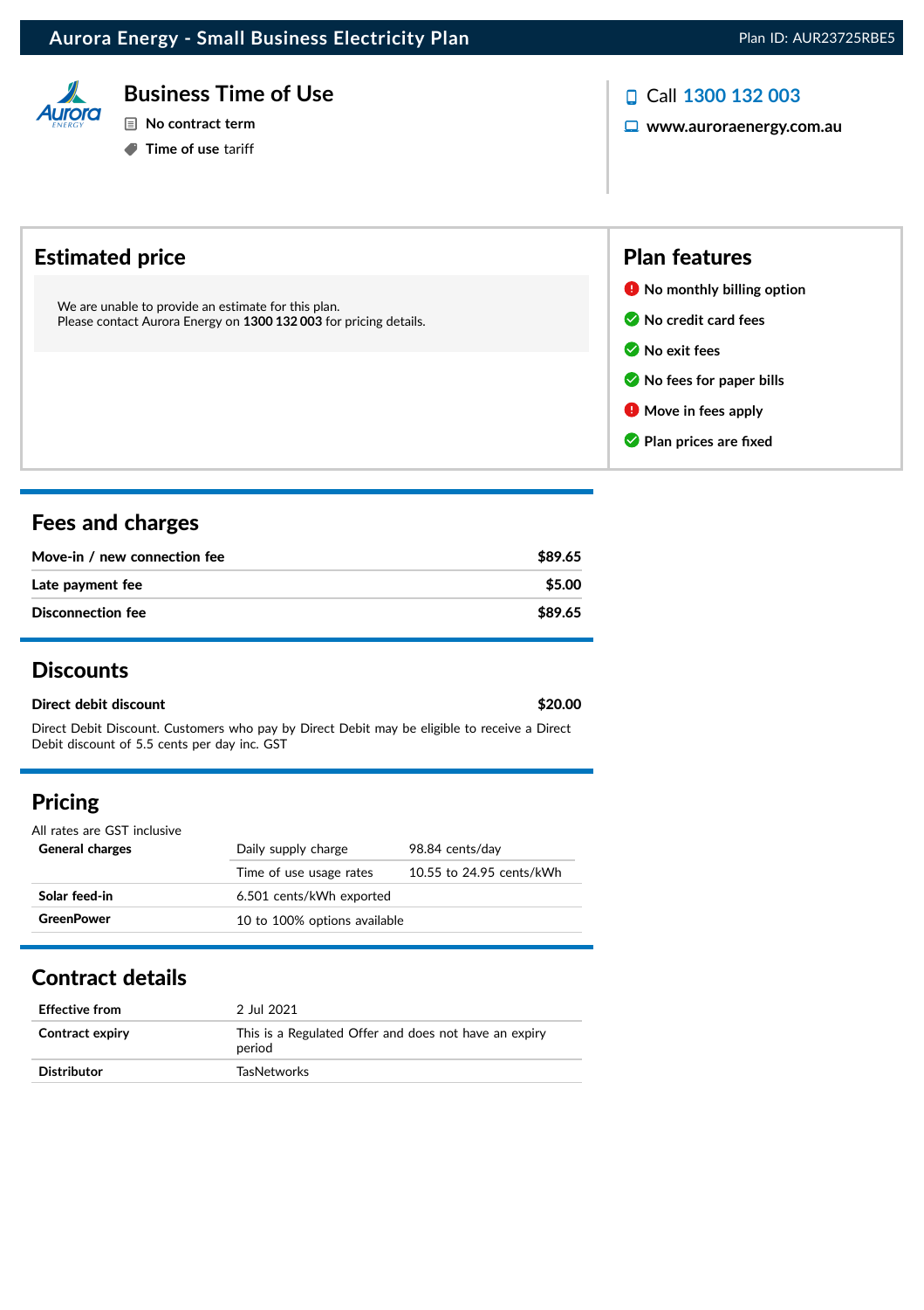# Aurora Energy - Small Business Electricity Plan

Plan ID: AUR23725RBE5

## Business Time of Use

- No contract term
- **Time of use** tariff

Call **1300 132 003**

**www.auroraenergy.com.au**

## Estimated price

We are unable to provide an estimate for this plan.
Please contact Aurora Energy on **1300 132 003** for pricing details.

## Plan features

- No monthly billing option
- No credit card fees
- No exit fees
- No fees for paper bills
- Move in fees apply
- Plan prices are fixed

## Fees and charges

| | |
|---|---|
| **Move-in / new connection fee** | **$89.65** |
| **Late payment fee** | **$5.00** |
| **Disconnection fee** | **$89.65** |

## Discounts

**Direct debit discount** **$20.00**

Direct Debit Discount. Customers who pay by Direct Debit may be eligible to receive a Direct Debit discount of 5.5 cents per day inc. GST

## Pricing

All rates are GST inclusive

| | | |
|---|---|---|
| **General charges** | Daily supply charge | 98.84 cents/day |
| | Time of use usage rates | 10.55 to 24.95 cents/kWh |
| **Solar feed-in** | 6.501 cents/kWh exported | |
| **GreenPower** | 10 to 100% options available | |

## Contract details

| | |
|---|---|
| **Effective from** | 2 Jul 2021 |
| **Contract expiry** | This is a Regulated Offer and does not have an expiry period |
| **Distributor** | TasNetworks |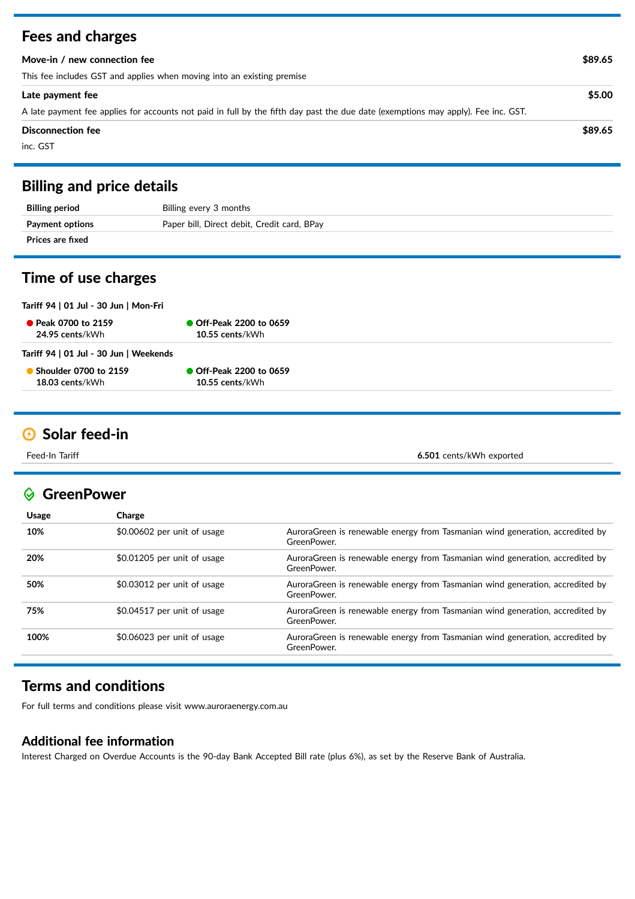## Fees and charges

**Move-in / new connection fee** **$89.65**

This fee includes GST and applies when moving into an existing premise

**Late payment fee** **$5.00**

A late payment fee applies for accounts not paid in full by the fifth day past the due date (exemptions may apply). Fee inc. GST.

**Disconnection fee** **$89.65**

inc. GST

## Billing and price details

| | |
|---|---|
| **Billing period** | Billing every 3 months |
| **Payment options** | Paper bill, Direct debit, Credit card, BPay |
| **Prices are fixed** | |

## Time of use charges

**Tariff 94 | 01 Jul - 30 Jun | Mon-Fri**

- **Peak 0700 to 2159** — **24.95 cents**/kWh
- **Off-Peak 2200 to 0659** — **10.55 cents**/kWh

**Tariff 94 | 01 Jul - 30 Jun | Weekends**

- **Shoulder 0700 to 2159** — **18.03 cents**/kWh
- **Off-Peak 2200 to 0659** — **10.55 cents**/kWh

## Solar feed-in

| | |
|---|---|
| Feed-In Tariff | **6.501** cents/kWh exported |

## GreenPower

| Usage | Charge | |
|---|---|---|
| **10%** | $0.00602 per unit of usage | AuroraGreen is renewable energy from Tasmanian wind generation, accredited by GreenPower. |
| **20%** | $0.01205 per unit of usage | AuroraGreen is renewable energy from Tasmanian wind generation, accredited by GreenPower. |
| **50%** | $0.03012 per unit of usage | AuroraGreen is renewable energy from Tasmanian wind generation, accredited by GreenPower. |
| **75%** | $0.04517 per unit of usage | AuroraGreen is renewable energy from Tasmanian wind generation, accredited by GreenPower. |
| **100%** | $0.06023 per unit of usage | AuroraGreen is renewable energy from Tasmanian wind generation, accredited by GreenPower. |

## Terms and conditions

For full terms and conditions please visit www.auroraenergy.com.au

### Additional fee information

Interest Charged on Overdue Accounts is the 90-day Bank Accepted Bill rate (plus 6%), as set by the Reserve Bank of Australia.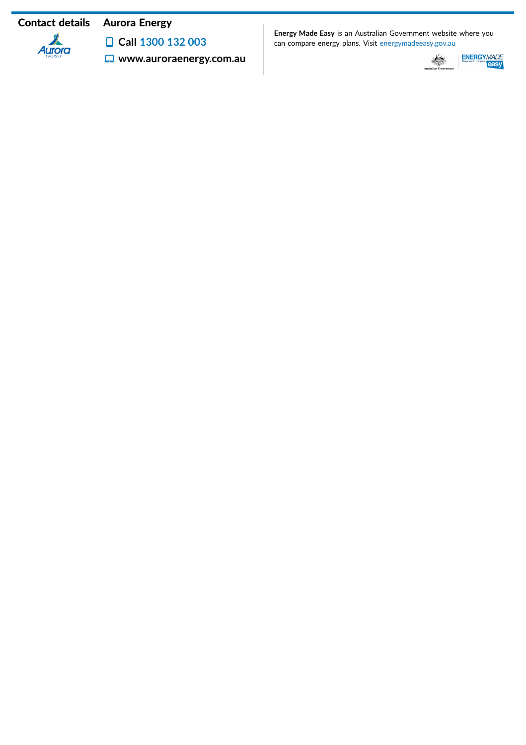## Contact details

### Aurora Energy

**Call 1300 132 003**

**www.auroraenergy.com.au**

**Energy Made Easy** is an Australian Government website where you can compare energy plans. Visit energymadeeasy.gov.au